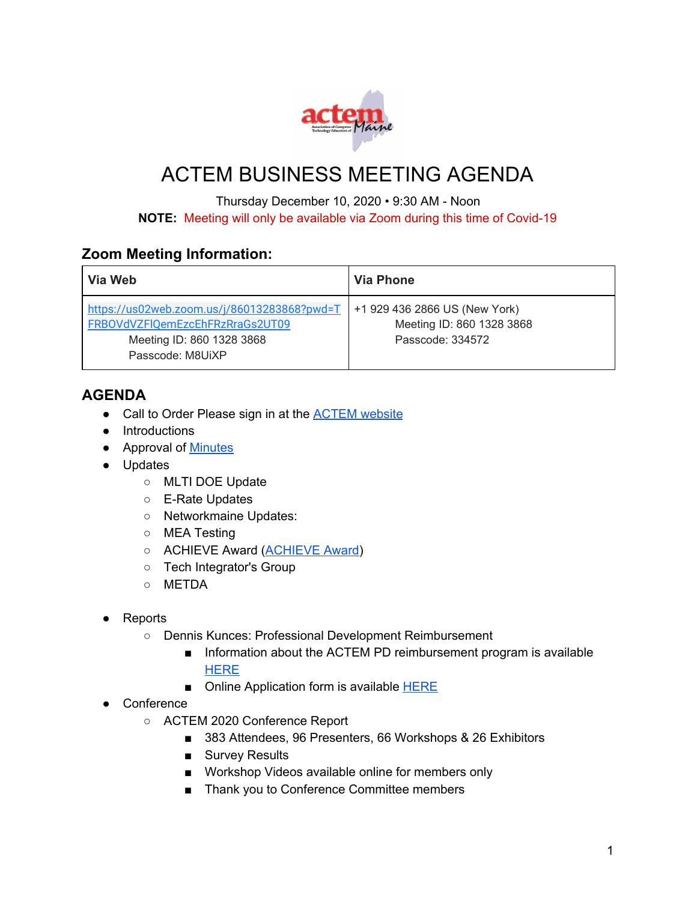# ACTEM BUSINESS MEETING AGENDA

Thursday December 10, 2020 • 9:30 AM - Noon

**NOTE:** Meeting will only be available via Zoom during this time of Covid-19

## Zoom Meeting Information:

| Via Web | Via Phone |
|---|---|
| https://us02web.zoom.us/j/86013283868?pwd=TFRBOVdVZFlQemEzcEhFRzRraGs2UT09 Meeting ID: 860 1328 3868 Passcode: M8UiXP | +1 929 436 2866 US (New York) Meeting ID: 860 1328 3868 Passcode: 334572 |

## AGENDA

- Call to Order Please sign in at the ACTEM website
- Introductions
- Approval of Minutes
- Updates
  - MLTI DOE Update
  - E-Rate Updates
  - Networkmaine Updates:
  - MEA Testing
  - ACHIEVE Award (ACHIEVE Award)
  - Tech Integrator's Group
  - METDA
- Reports
  - Dennis Kunces: Professional Development Reimbursement
    - Information about the ACTEM PD reimbursement program is available HERE
    - Online Application form is available HERE
- Conference
  - ACTEM 2020 Conference Report
    - 383 Attendees, 96 Presenters, 66 Workshops & 26 Exhibitors
    - Survey Results
    - Workshop Videos available online for members only
    - Thank you to Conference Committee members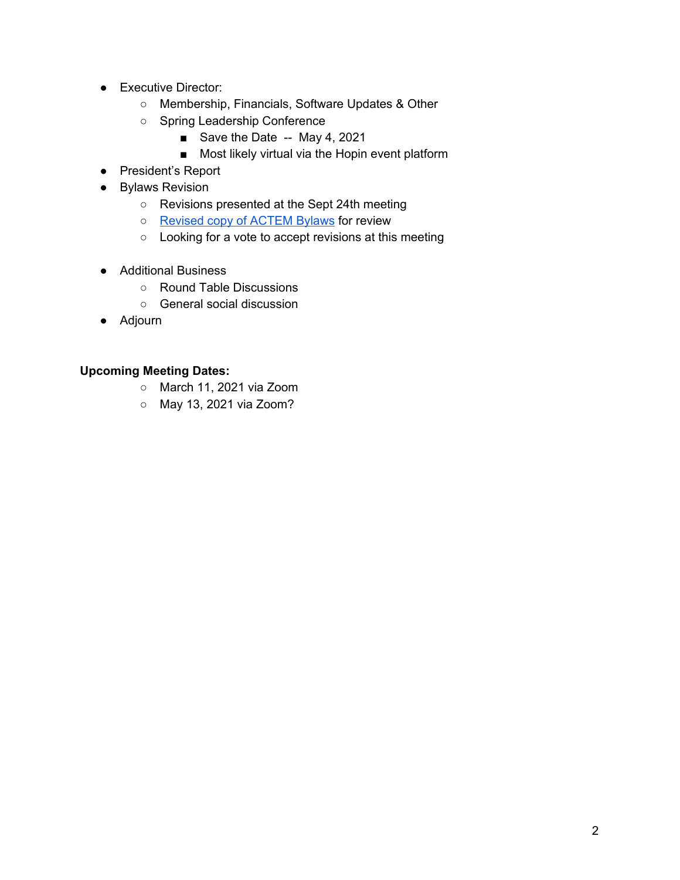- Executive Director:
    - Membership, Financials, Software Updates & Other
    - Spring Leadership Conference
        - Save the Date -- May 4, 2021
        - Most likely virtual via the Hopin event platform
- President's Report
- Bylaws Revision
    - Revisions presented at the Sept 24th meeting
    - Revised copy of ACTEM Bylaws for review
    - Looking for a vote to accept revisions at this meeting

- Additional Business
    - Round Table Discussions
    - General social discussion
- Adjourn

**Upcoming Meeting Dates:**

- March 11, 2021 via Zoom
- May 13, 2021 via Zoom?